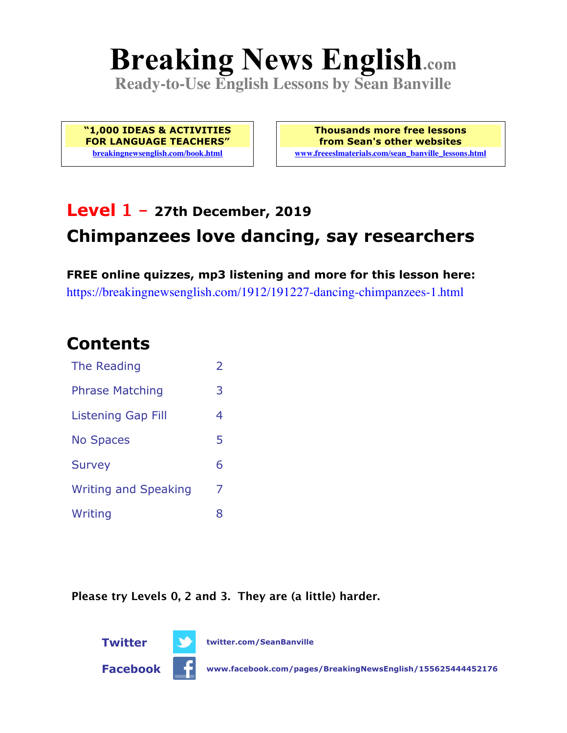# Breaking News English.com

**Ready-to-Use English Lessons by Sean Banville**

**"1,000 IDEAS & ACTIVITIES FOR LANGUAGE TEACHERS"**
breakingnewsenglish.com/book.html

**Thousands more free lessons from Sean's other websites**
www.freeeslmaterials.com/sean_banville_lessons.html

## Level 1 – 27th December, 2019

## Chimpanzees love dancing, say researchers

**FREE online quizzes, mp3 listening and more for this lesson here:**
https://breakingnewsenglish.com/1912/191227-dancing-chimpanzees-1.html

## Contents

| | |
|---|---|
| The Reading | 2 |
| Phrase Matching | 3 |
| Listening Gap Fill | 4 |
| No Spaces | 5 |
| Survey | 6 |
| Writing and Speaking | 7 |
| Writing | 8 |

**Please try Levels 0, 2 and 3. They are (a little) harder.**

**Twitter** twitter.com/SeanBanville

**Facebook** www.facebook.com/pages/BreakingNewsEnglish/155625444452176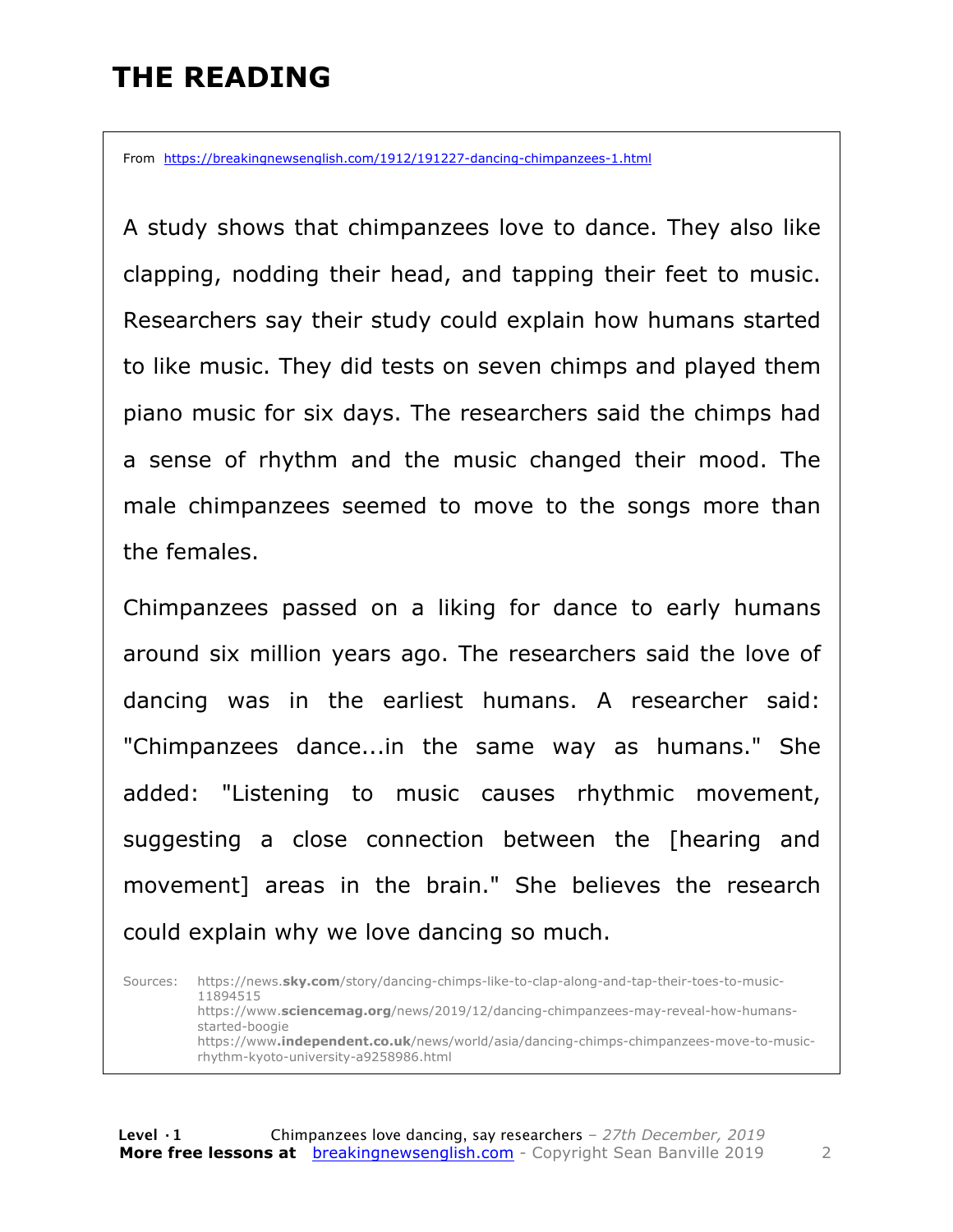# THE READING

From https://breakingnewsenglish.com/1912/191227-dancing-chimpanzees-1.html

A study shows that chimpanzees love to dance. They also like clapping, nodding their head, and tapping their feet to music. Researchers say their study could explain how humans started to like music. They did tests on seven chimps and played them piano music for six days. The researchers said the chimps had a sense of rhythm and the music changed their mood. The male chimpanzees seemed to move to the songs more than the females.

Chimpanzees passed on a liking for dance to early humans around six million years ago. The researchers said the love of dancing was in the earliest humans. A researcher said: "Chimpanzees dance...in the same way as humans." She added: "Listening to music causes rhythmic movement, suggesting a close connection between the [hearing and movement] areas in the brain." She believes the research could explain why we love dancing so much.

Sources:
https://news.sky.com/story/dancing-chimps-like-to-clap-along-and-tap-their-toes-to-music-11894515
https://www.sciencemag.org/news/2019/12/dancing-chimpanzees-may-reveal-how-humans-started-boogie
https://www.independent.co.uk/news/world/asia/dancing-chimps-chimpanzees-move-to-music-rhythm-kyoto-university-a9258986.html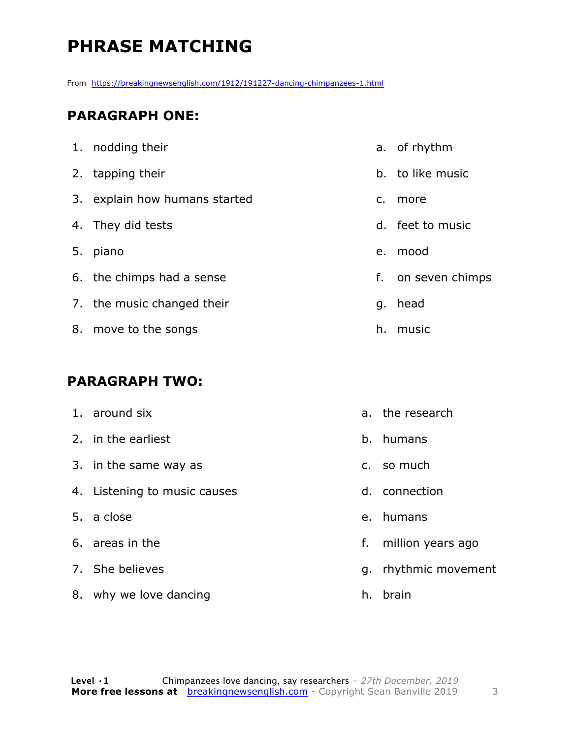# PHRASE MATCHING

From https://breakingnewsenglish.com/1912/191227-dancing-chimpanzees-1.html

## PARAGRAPH ONE:

1. nodding their
2. tapping their
3. explain how humans started
4. They did tests
5. piano
6. the chimps had a sense
7. the music changed their
8. move to the songs

a. of rhythm
b. to like music
c. more
d. feet to music
e. mood
f. on seven chimps
g. head
h. music

## PARAGRAPH TWO:

1. around six
2. in the earliest
3. in the same way as
4. Listening to music causes
5. a close
6. areas in the
7. She believes
8. why we love dancing

a. the research
b. humans
c. so much
d. connection
e. humans
f. million years ago
g. rhythmic movement
h. brain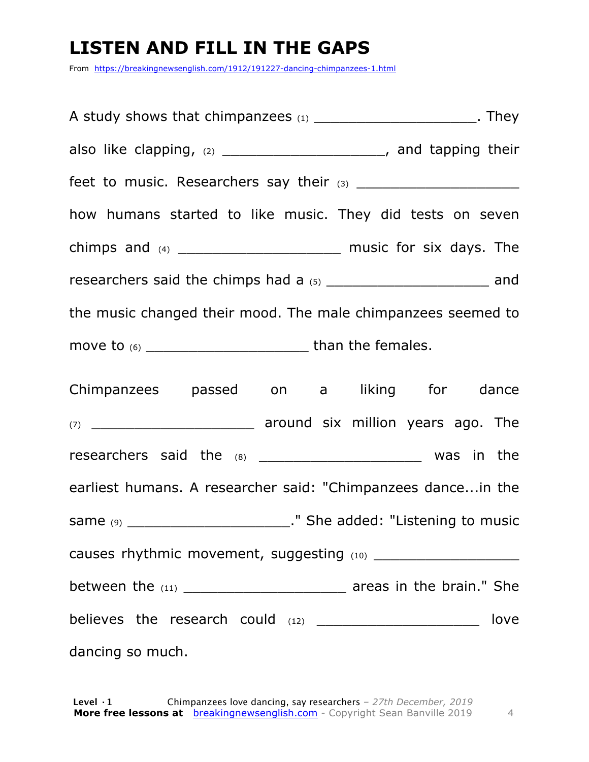# LISTEN AND FILL IN THE GAPS

From https://breakingnewsenglish.com/1912/191227-dancing-chimpanzees-1.html

A study shows that chimpanzees (1) ____________________. They also like clapping, (2) ____________________, and tapping their feet to music. Researchers say their (3) ____________________ how humans started to like music. They did tests on seven chimps and (4) ____________________ music for six days. The researchers said the chimps had a (5) ____________________ and the music changed their mood. The male chimpanzees seemed to move to (6) ____________________ than the females.

Chimpanzees passed on a liking for dance (7) ____________________ around six million years ago. The researchers said the (8) ____________________ was in the earliest humans. A researcher said: "Chimpanzees dance...in the same (9) ____________________." She added: "Listening to music causes rhythmic movement, suggesting (10) ____________________ between the (11) ____________________ areas in the brain." She believes the research could (12) ____________________ love dancing so much.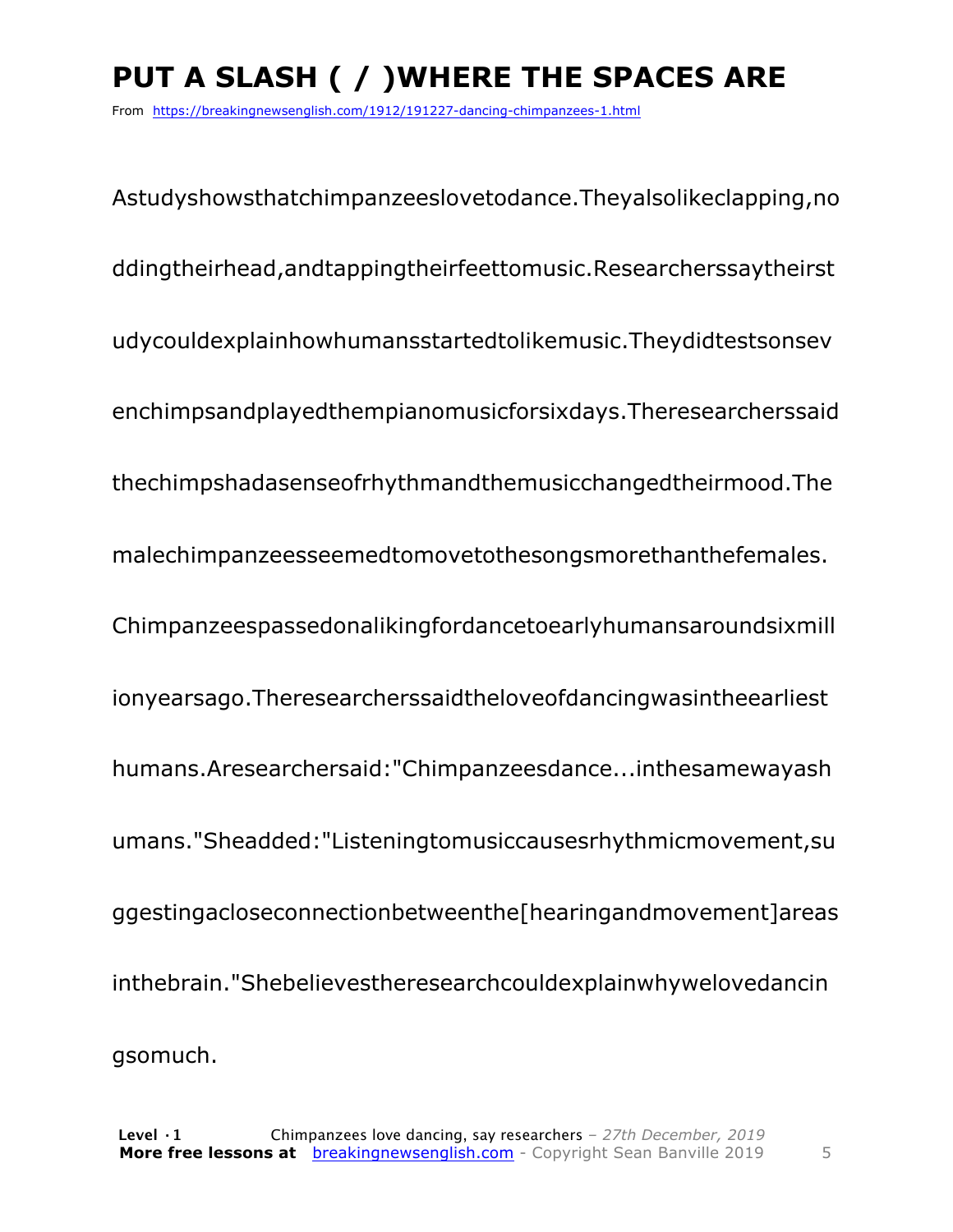# PUT A SLASH ( / )WHERE THE SPACES ARE

From https://breakingnewsenglish.com/1912/191227-dancing-chimpanzees-1.html

Astudyshowsthatchimpanzeeslovetodance.Theyalsolikeclapping,no

ddingtheirhead,andtappingtheirfeettomusic.Researcherssaytheirst

udycouldexplainhowhumansstartedtolikemusic.Theydidtestsonsev

enchimpsandplayedthempianomusicforsixdays.Theresearcherssaid

thechimpshadasenseofrhythmandthemusicchangedtheirmood.The

malechimpanzeesseemedtomovetothesongsmorethanthefemales.

Chimpanzeespassedonalikingfordancetoearlyhumansaroundsixmill

ionyearsago.Theresearcherssaidtheloveofdancingwasintheearliest

humans.Aresearchersaid:"Chimpanzeesdance...inthesamewayash

umans."Sheadded:"Listeningtomusiccausesrhythmicmovement,su

ggestingacloseconnectionbetweenthe[hearingandmovement]areas

inthebrain."Shebelievestheresearchcouldexplainwhywelovedancin

gsomuch.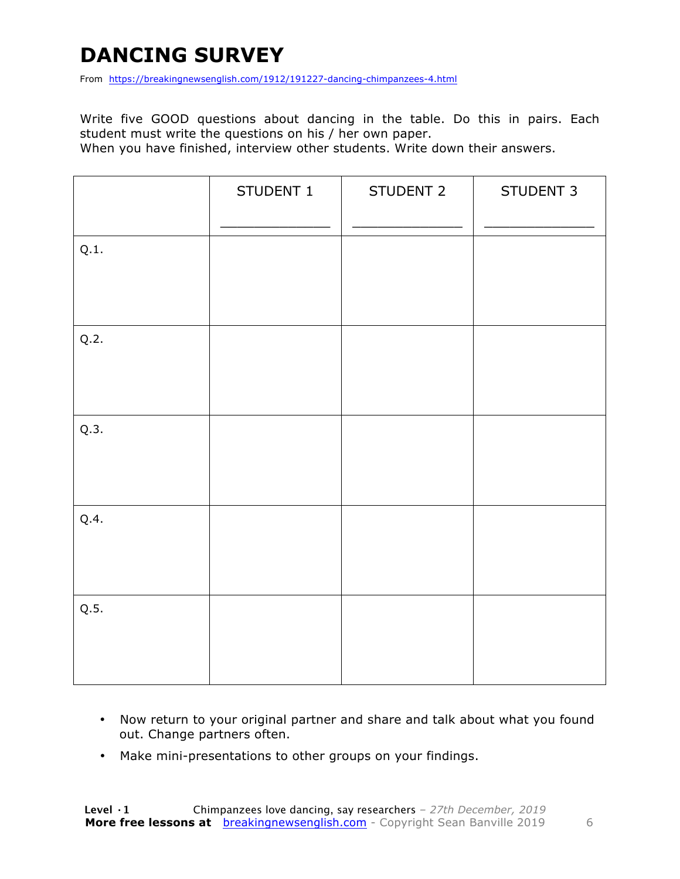# DANCING SURVEY

From https://breakingnewsenglish.com/1912/191227-dancing-chimpanzees-4.html

Write five GOOD questions about dancing in the table. Do this in pairs. Each student must write the questions on his / her own paper.
When you have finished, interview other students. Write down their answers.

| | STUDENT 1<br>_______________ | STUDENT 2<br>_______________ | STUDENT 3<br>_______________ |
|---|---|---|---|
| Q.1. | | | |
| Q.2. | | | |
| Q.3. | | | |
| Q.4. | | | |
| Q.5. | | | |

- Now return to your original partner and share and talk about what you found out. Change partners often.
- Make mini-presentations to other groups on your findings.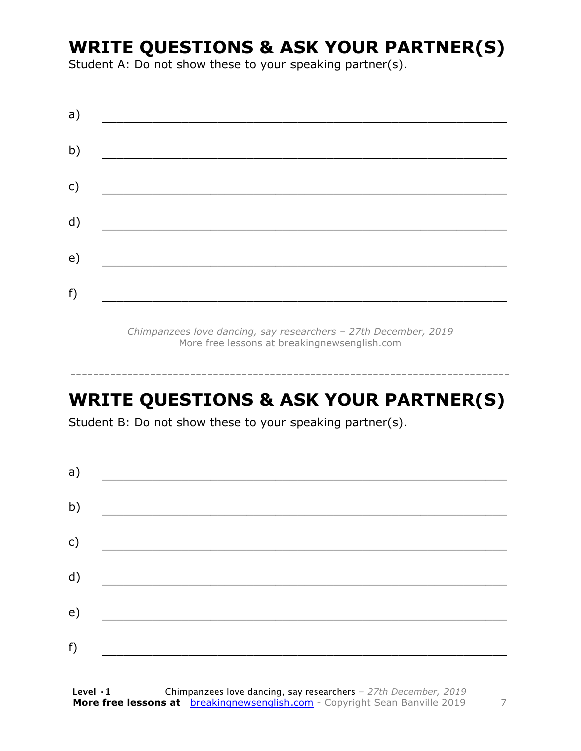# WRITE QUESTIONS & ASK YOUR PARTNER(S)

Student A: Do not show these to your speaking partner(s).

a) ___________________________________________________________

b) ___________________________________________________________

c) ___________________________________________________________

d) ___________________________________________________________

e) ___________________________________________________________

f) ___________________________________________________________

*Chimpanzees love dancing, say researchers – 27th December, 2019*
More free lessons at breakingnewsenglish.com

---

# WRITE QUESTIONS & ASK YOUR PARTNER(S)

Student B: Do not show these to your speaking partner(s).

a) ___________________________________________________________

b) ___________________________________________________________

c) ___________________________________________________________

d) ___________________________________________________________

e) ___________________________________________________________

f) ___________________________________________________________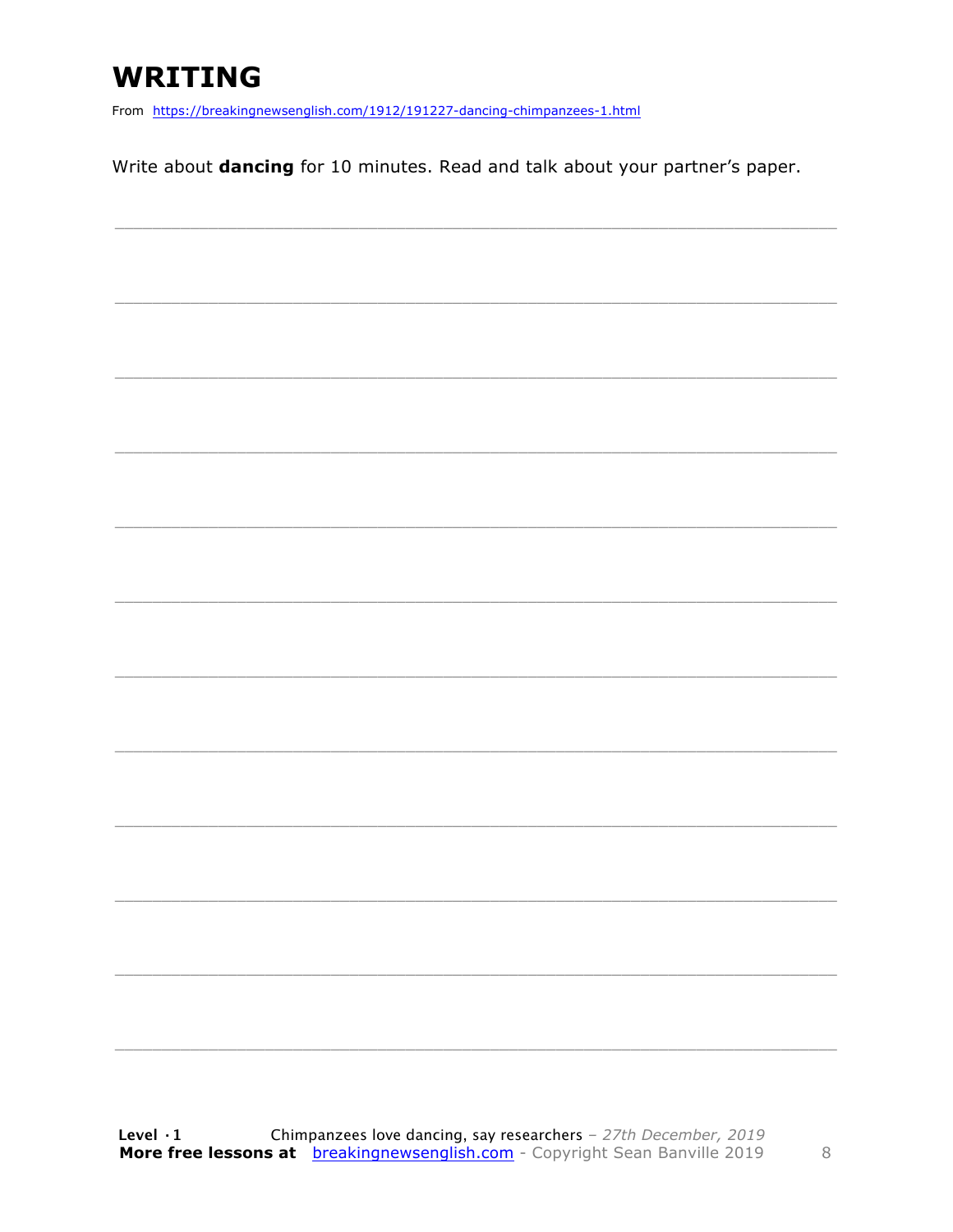# WRITING

From https://breakingnewsenglish.com/1912/191227-dancing-chimpanzees-1.html

Write about **dancing** for 10 minutes. Read and talk about your partner's paper.